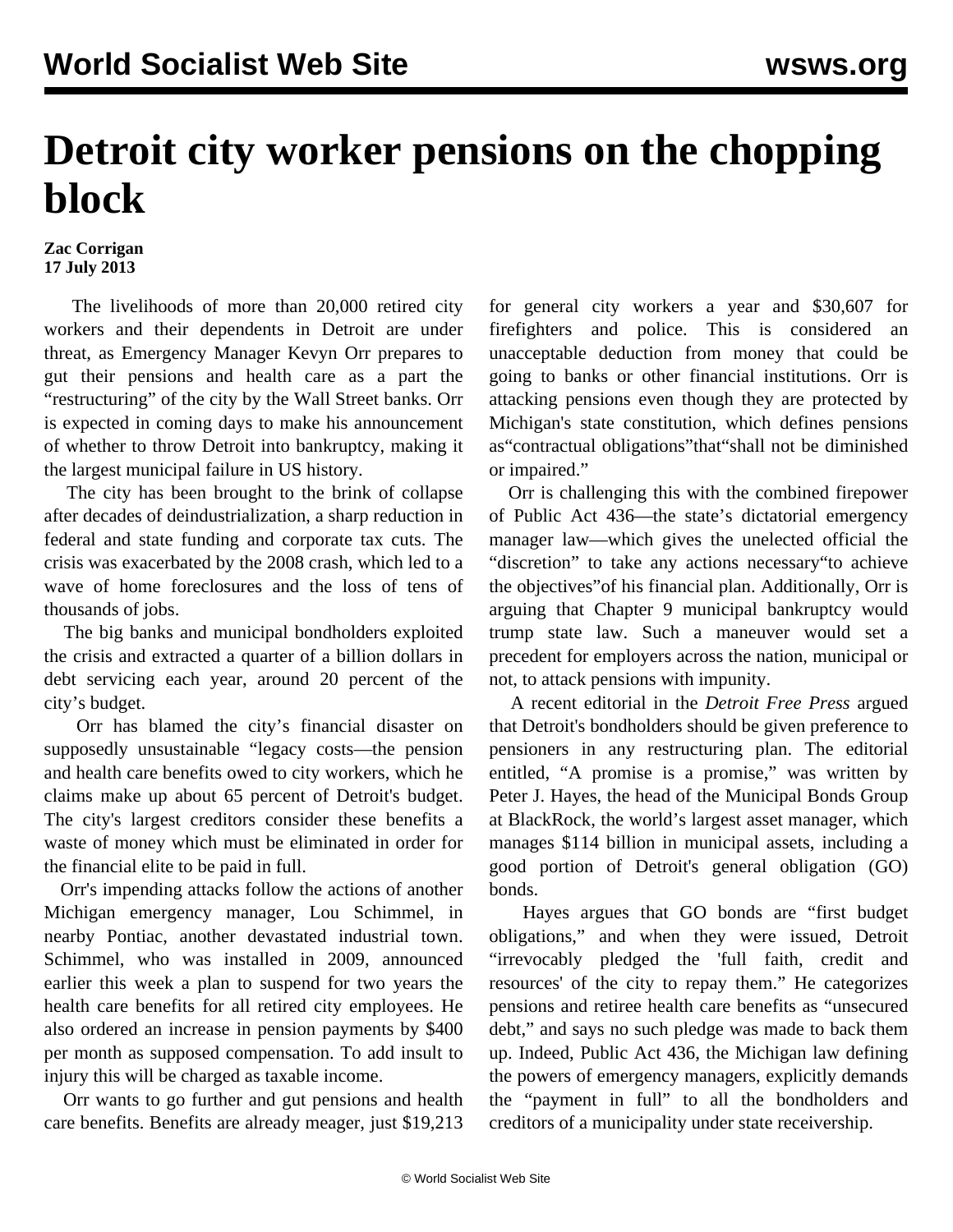# Detroit city worker pensions on the chopping block

**Zac Corrigan**
**17 July 2013**

The livelihoods of more than 20,000 retired city workers and their dependents in Detroit are under threat, as Emergency Manager Kevyn Orr prepares to gut their pensions and health care as a part the "restructuring" of the city by the Wall Street banks. Orr is expected in coming days to make his announcement of whether to throw Detroit into bankruptcy, making it the largest municipal failure in US history.

The city has been brought to the brink of collapse after decades of deindustrialization, a sharp reduction in federal and state funding and corporate tax cuts. The crisis was exacerbated by the 2008 crash, which led to a wave of home foreclosures and the loss of tens of thousands of jobs.

The big banks and municipal bondholders exploited the crisis and extracted a quarter of a billion dollars in debt servicing each year, around 20 percent of the city's budget.

Orr has blamed the city's financial disaster on supposedly unsustainable "legacy costs—the pension and health care benefits owed to city workers, which he claims make up about 65 percent of Detroit's budget. The city's largest creditors consider these benefits a waste of money which must be eliminated in order for the financial elite to be paid in full.

Orr's impending attacks follow the actions of another Michigan emergency manager, Lou Schimmel, in nearby Pontiac, another devastated industrial town. Schimmel, who was installed in 2009, announced earlier this week a plan to suspend for two years the health care benefits for all retired city employees. He also ordered an increase in pension payments by $400 per month as supposed compensation. To add insult to injury this will be charged as taxable income.

Orr wants to go further and gut pensions and health care benefits. Benefits are already meager, just $19,213 for general city workers a year and $30,607 for firefighters and police. This is considered an unacceptable deduction from money that could be going to banks or other financial institutions. Orr is attacking pensions even though they are protected by Michigan's state constitution, which defines pensions as"contractual obligations"that"shall not be diminished or impaired."

Orr is challenging this with the combined firepower of Public Act 436—the state's dictatorial emergency manager law—which gives the unelected official the "discretion" to take any actions necessary"to achieve the objectives"of his financial plan. Additionally, Orr is arguing that Chapter 9 municipal bankruptcy would trump state law. Such a maneuver would set a precedent for employers across the nation, municipal or not, to attack pensions with impunity.

A recent editorial in the *Detroit Free Press* argued that Detroit's bondholders should be given preference to pensioners in any restructuring plan. The editorial entitled, "A promise is a promise," was written by Peter J. Hayes, the head of the Municipal Bonds Group at BlackRock, the world's largest asset manager, which manages $114 billion in municipal assets, including a good portion of Detroit's general obligation (GO) bonds.

Hayes argues that GO bonds are "first budget obligations," and when they were issued, Detroit "irrevocably pledged the 'full faith, credit and resources' of the city to repay them." He categorizes pensions and retiree health care benefits as "unsecured debt," and says no such pledge was made to back them up. Indeed, Public Act 436, the Michigan law defining the powers of emergency managers, explicitly demands the "payment in full" to all the bondholders and creditors of a municipality under state receivership.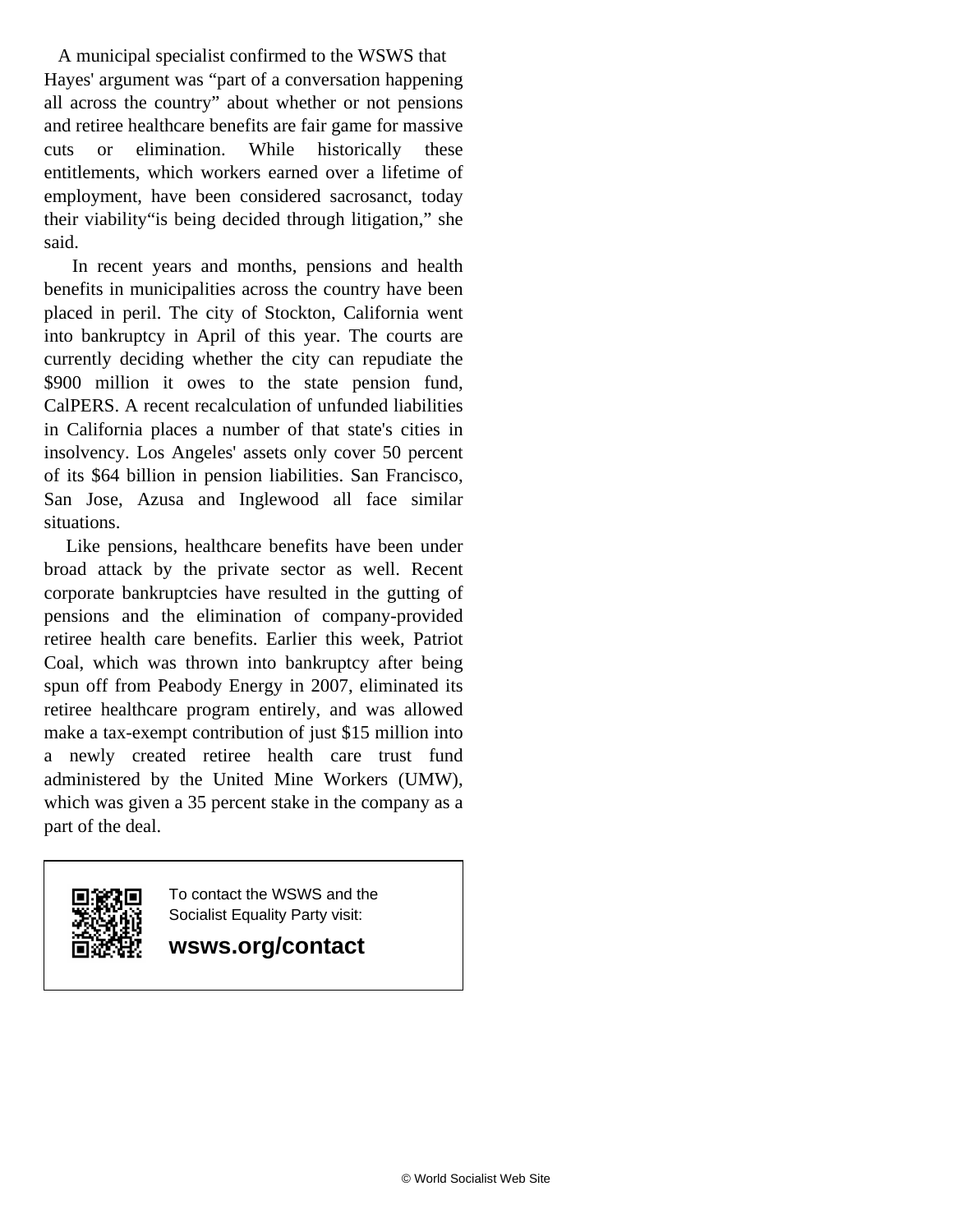A municipal specialist confirmed to the WSWS that Hayes' argument was “part of a conversation happening all across the country” about whether or not pensions and retiree healthcare benefits are fair game for massive cuts or elimination. While historically these entitlements, which workers earned over a lifetime of employment, have been considered sacrosanct, today their viability“is being decided through litigation,” she said.

In recent years and months, pensions and health benefits in municipalities across the country have been placed in peril. The city of Stockton, California went into bankruptcy in April of this year. The courts are currently deciding whether the city can repudiate the $900 million it owes to the state pension fund, CalPERS. A recent recalculation of unfunded liabilities in California places a number of that state's cities in insolvency. Los Angeles' assets only cover 50 percent of its $64 billion in pension liabilities. San Francisco, San Jose, Azusa and Inglewood all face similar situations.

Like pensions, healthcare benefits have been under broad attack by the private sector as well. Recent corporate bankruptcies have resulted in the gutting of pensions and the elimination of company-provided retiree health care benefits. Earlier this week, Patriot Coal, which was thrown into bankruptcy after being spun off from Peabody Energy in 2007, eliminated its retiree healthcare program entirely, and was allowed make a tax-exempt contribution of just $15 million into a newly created retiree health care trust fund administered by the United Mine Workers (UMW), which was given a 35 percent stake in the company as a part of the deal.

To contact the WSWS and the Socialist Equality Party visit:

**wsws.org/contact**